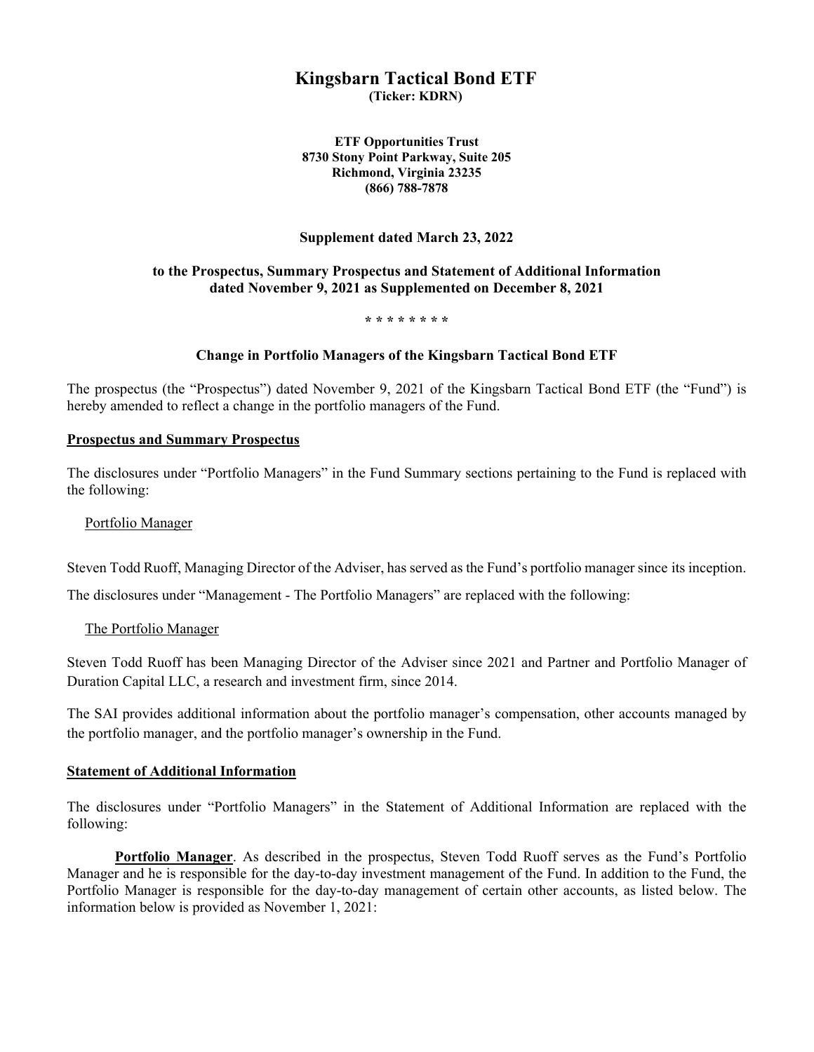# Kingsbarn Tactical Bond ETF

**(Ticker: KDRN)**

**ETF Opportunities Trust**
**8730 Stony Point Parkway, Suite 205**
**Richmond, Virginia 23235**
**(866) 788-7878**

**Supplement dated March 23, 2022**

**to the Prospectus, Summary Prospectus and Statement of Additional Information dated November 9, 2021 as Supplemented on December 8, 2021**

**\* \* \* \* \* \* \* \***

**Change in Portfolio Managers of the Kingsbarn Tactical Bond ETF**

The prospectus (the "Prospectus") dated November 9, 2021 of the Kingsbarn Tactical Bond ETF (the "Fund") is hereby amended to reflect a change in the portfolio managers of the Fund.

**Prospectus and Summary Prospectus**

The disclosures under "Portfolio Managers" in the Fund Summary sections pertaining to the Fund is replaced with the following:

Portfolio Manager

Steven Todd Ruoff, Managing Director of the Adviser, has served as the Fund's portfolio manager since its inception.

The disclosures under "Management - The Portfolio Managers" are replaced with the following:

The Portfolio Manager

Steven Todd Ruoff has been Managing Director of the Adviser since 2021 and Partner and Portfolio Manager of Duration Capital LLC, a research and investment firm, since 2014.

The SAI provides additional information about the portfolio manager's compensation, other accounts managed by the portfolio manager, and the portfolio manager's ownership in the Fund.

**Statement of Additional Information**

The disclosures under "Portfolio Managers" in the Statement of Additional Information are replaced with the following:

**Portfolio Manager**. As described in the prospectus, Steven Todd Ruoff serves as the Fund's Portfolio Manager and he is responsible for the day-to-day investment management of the Fund. In addition to the Fund, the Portfolio Manager is responsible for the day-to-day management of certain other accounts, as listed below. The information below is provided as November 1, 2021: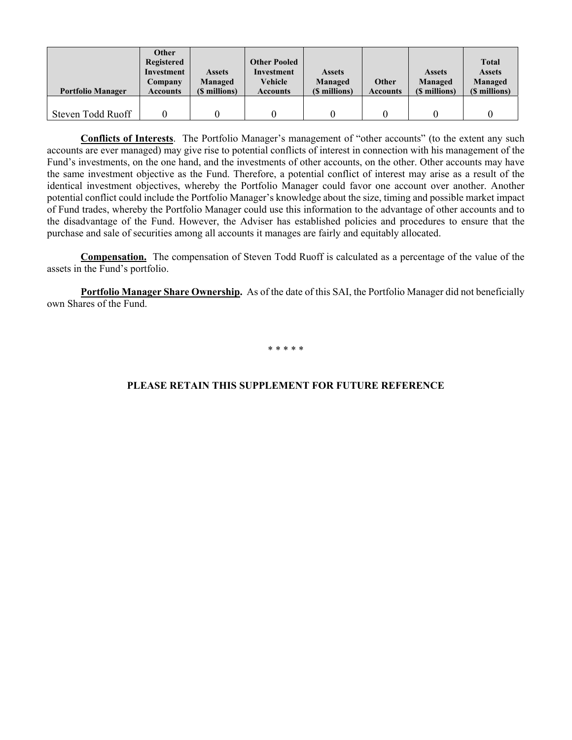| Portfolio Manager | Other Registered Investment Company Accounts | Assets Managed ($ millions) | Other Pooled Investment Vehicle Accounts | Assets Managed ($ millions) | Other Accounts | Assets Managed ($ millions) | Total Assets Managed ($ millions) |
|---|---|---|---|---|---|---|---|
| Steven Todd Ruoff | 0 | 0 | 0 | 0 | 0 | 0 | 0 |

**Conflicts of Interests**. The Portfolio Manager's management of "other accounts" (to the extent any such accounts are ever managed) may give rise to potential conflicts of interest in connection with his management of the Fund's investments, on the one hand, and the investments of other accounts, on the other. Other accounts may have the same investment objective as the Fund. Therefore, a potential conflict of interest may arise as a result of the identical investment objectives, whereby the Portfolio Manager could favor one account over another. Another potential conflict could include the Portfolio Manager's knowledge about the size, timing and possible market impact of Fund trades, whereby the Portfolio Manager could use this information to the advantage of other accounts and to the disadvantage of the Fund. However, the Adviser has established policies and procedures to ensure that the purchase and sale of securities among all accounts it manages are fairly and equitably allocated.

**Compensation.** The compensation of Steven Todd Ruoff is calculated as a percentage of the value of the assets in the Fund's portfolio.

**Portfolio Manager Share Ownership.** As of the date of this SAI, the Portfolio Manager did not beneficially own Shares of the Fund.

* * * * *

**PLEASE RETAIN THIS SUPPLEMENT FOR FUTURE REFERENCE**